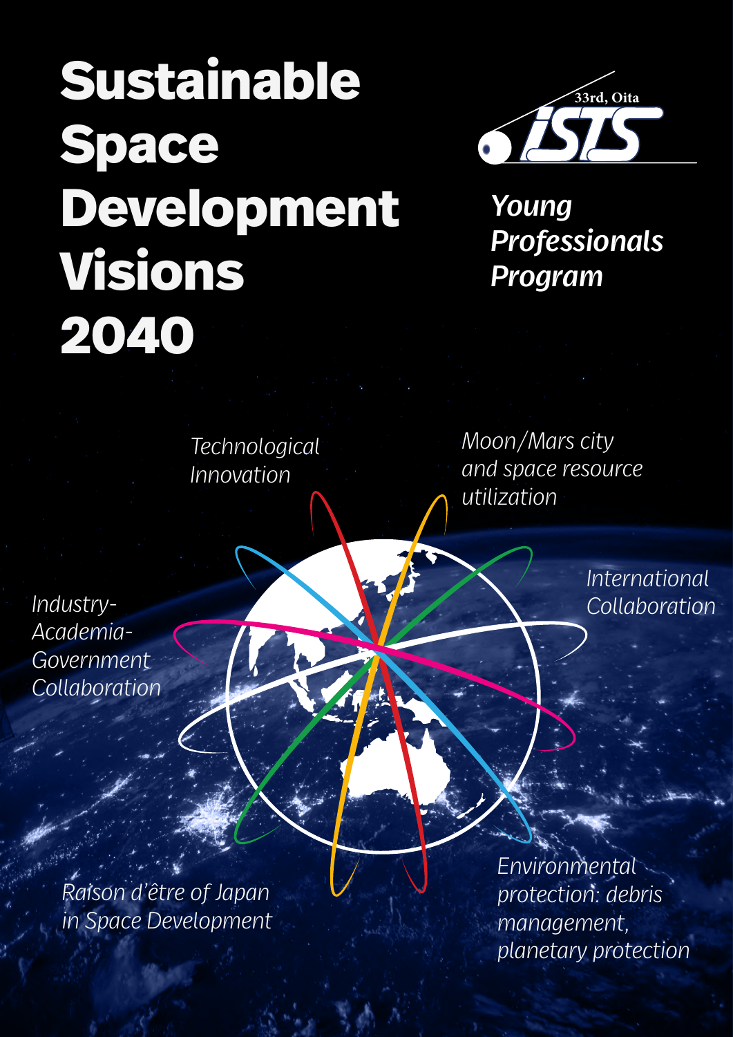# Sustainable Space Development Visions 2040

33rd, Oita

ISTS

*Young Professionals Program*

*Technological Innovation*

*Moon/Mars city and space resource utilization*

*International Collaboration*

*Industry-Academia-Government Collaboration*

*Raison d'être of Japan in Space Development*

*Environmental protection: debris management, planetary protection*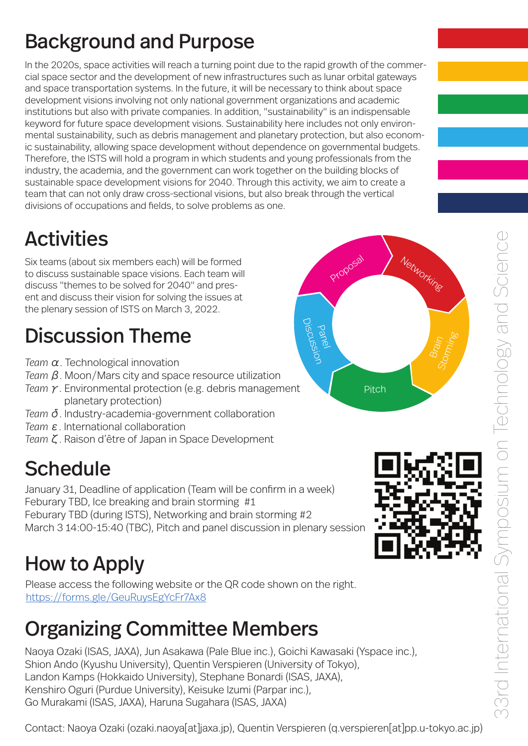## Background and Purpose

In the 2020s, space activities will reach a turning point due to the rapid growth of the commercial space sector and the development of new infrastructures such as lunar orbital gateways and space transportation systems. In the future, it will be necessary to think about space development visions involving not only national government organizations and academic institutions but also with private companies. In addition, "sustainability" is an indispensable keyword for future space development visions. Sustainability here includes not only environmental sustainability, such as debris management and planetary protection, but also economic sustainability, allowing space development without dependence on governmental budgets. Therefore, the ISTS will hold a program in which students and young professionals from the industry, the academia, and the government can work together on the building blocks of sustainable space development visions for 2040. Through this activity, we aim to create a team that can not only draw cross-sectional visions, but also break through the vertical divisions of occupations and fields, to solve problems as one.

## Activities

Six teams (about six members each) will be formed to discuss sustainable space visions. Each team will discuss "themes to be solved for 2040" and present and discuss their vision for solving the issues at the plenary session of ISTS on March 3, 2022.

Proposal
Networking
Brain Storming
Pitch
Panel Discussion

## Discussion Theme

*Team* $\alpha$. Technological innovation
*Team* $\beta$. Moon/Mars city and space resource utilization
*Team* $\gamma$. Environmental protection (e.g. debris management planetary protection)
*Team* $\delta$. Industry-academia-government collaboration
*Team* $\varepsilon$. International collaboration
*Team* $\zeta$. Raison d'être of Japan in Space Development

## Schedule

January 31, Deadline of application (Team will be confirm in a week)
Feburary TBD, Ice breaking and brain storming #1
Feburary TBD (during ISTS), Networking and brain storming #2
March 3 14:00-15:40 (TBC), Pitch and panel discussion in plenary session

## How to Apply

Please access the following website or the QR code shown on the right.
https://forms.gle/GeuRuysEgYcFr7Ax8

## Organizing Committee Members

Naoya Ozaki (ISAS, JAXA), Jun Asakawa (Pale Blue inc.), Goichi Kawasaki (Yspace inc.), Shion Ando (Kyushu University), Quentin Verspieren (University of Tokyo), Landon Kamps (Hokkaido University), Stephane Bonardi (ISAS, JAXA), Kenshiro Oguri (Purdue University), Keisuke Izumi (Parpar inc.), Go Murakami (ISAS, JAXA), Haruna Sugahara (ISAS, JAXA)

Contact: Naoya Ozaki (ozaki.naoya[at]jaxa.jp), Quentin Verspieren (q.verspieren[at]pp.u-tokyo.ac.jp)

33rd International Symposium on Technology and Science